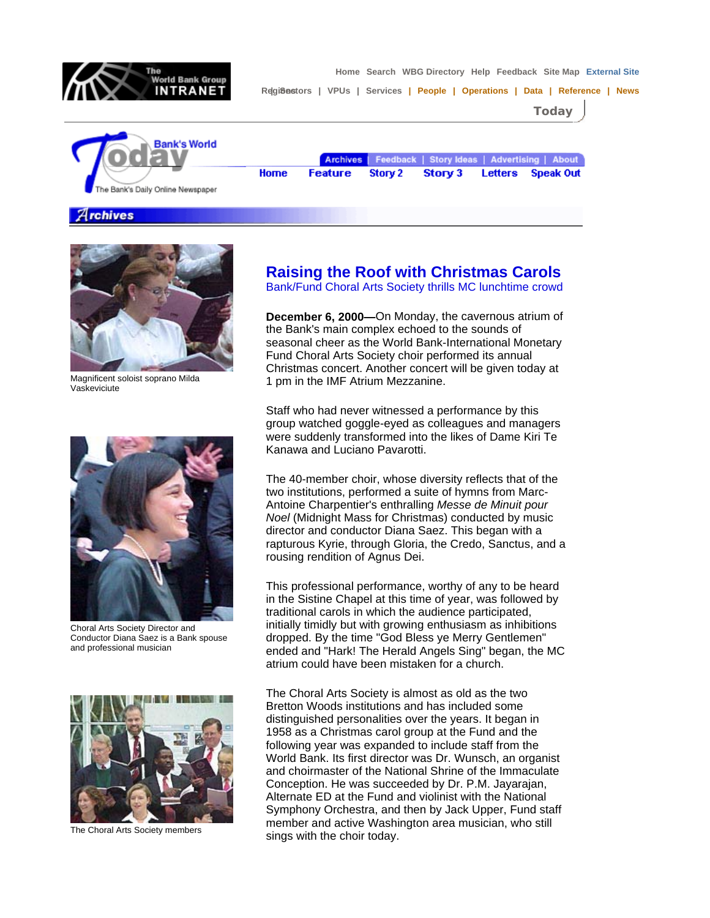Home Search WBG Directory Help Feedback Site Map External Site

Regions | Sectors | VPUs | Services | People | Operations | Data | Reference | News

Today

Bank's World Today — The Bank's Daily Online Newspaper

Archives | Feedback | Story Ideas | Advertising | About

Home Feature Story 2 Story 3 Letters Speak Out

Archives

Magnificent soloist soprano Milda Vaskeviciute

Choral Arts Society Director and Conductor Diana Saez is a Bank spouse and professional musician

The Choral Arts Society members

# Raising the Roof with Christmas Carols

## Bank/Fund Choral Arts Society thrills MC lunchtime crowd

**December 6, 2000—**On Monday, the cavernous atrium of the Bank's main complex echoed to the sounds of seasonal cheer as the World Bank-International Monetary Fund Choral Arts Society choir performed its annual Christmas concert. Another concert will be given today at 1 pm in the IMF Atrium Mezzanine.

Staff who had never witnessed a performance by this group watched goggle-eyed as colleagues and managers were suddenly transformed into the likes of Dame Kiri Te Kanawa and Luciano Pavarotti.

The 40-member choir, whose diversity reflects that of the two institutions, performed a suite of hymns from Marc-Antoine Charpentier's enthralling *Messe de Minuit pour Noel* (Midnight Mass for Christmas) conducted by music director and conductor Diana Saez. This began with a rapturous Kyrie, through Gloria, the Credo, Sanctus, and a rousing rendition of Agnus Dei.

This professional performance, worthy of any to be heard in the Sistine Chapel at this time of year, was followed by traditional carols in which the audience participated, initially timidly but with growing enthusiasm as inhibitions dropped. By the time "God Bless ye Merry Gentlemen" ended and "Hark! The Herald Angels Sing" began, the MC atrium could have been mistaken for a church.

The Choral Arts Society is almost as old as the two Bretton Woods institutions and has included some distinguished personalities over the years. It began in 1958 as a Christmas carol group at the Fund and the following year was expanded to include staff from the World Bank. Its first director was Dr. Wunsch, an organist and choirmaster of the National Shrine of the Immaculate Conception. He was succeeded by Dr. P.M. Jayarajan, Alternate ED at the Fund and violinist with the National Symphony Orchestra, and then by Jack Upper, Fund staff member and active Washington area musician, who still sings with the choir today.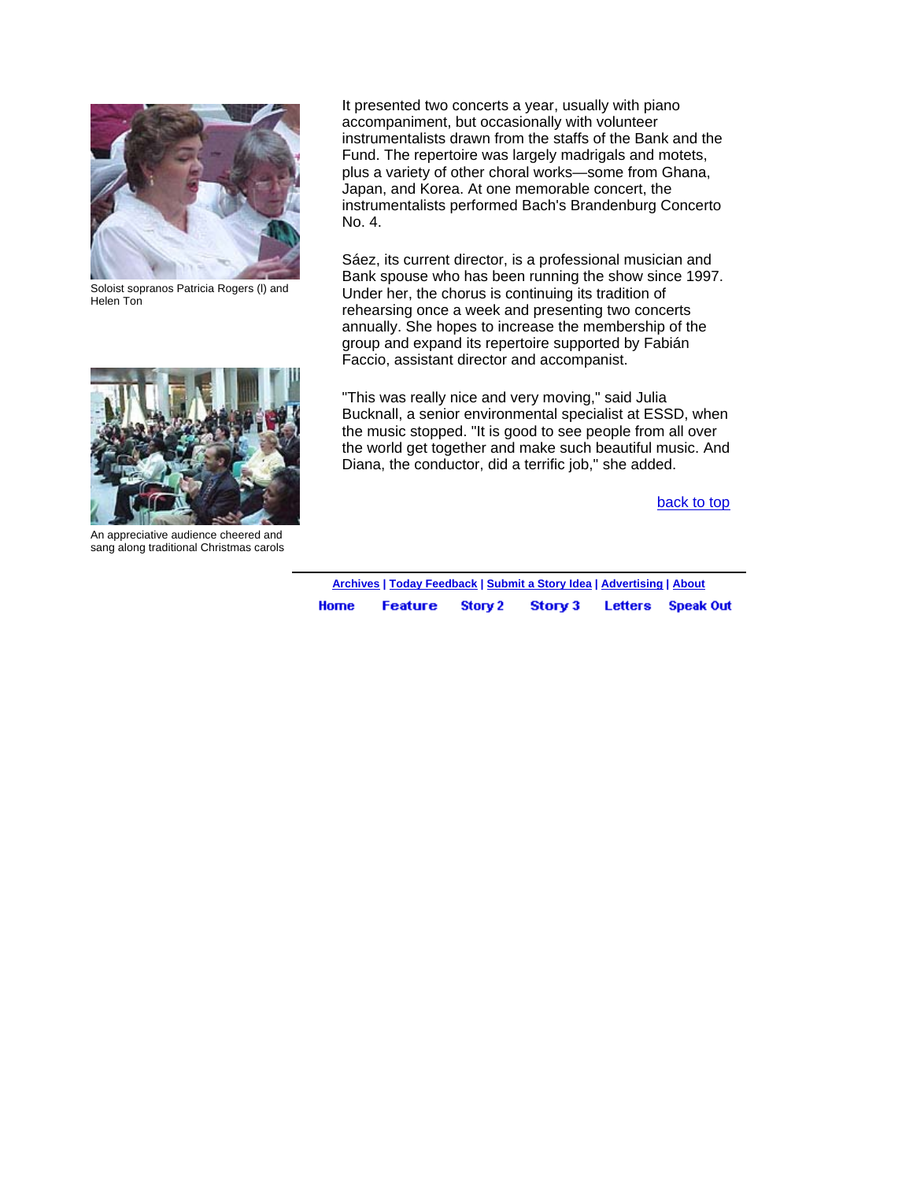Soloist sopranos Patricia Rogers (l) and Helen Ton

An appreciative audience cheered and sang along traditional Christmas carols

It presented two concerts a year, usually with piano accompaniment, but occasionally with volunteer instrumentalists drawn from the staffs of the Bank and the Fund. The repertoire was largely madrigals and motets, plus a variety of other choral works—some from Ghana, Japan, and Korea. At one memorable concert, the instrumentalists performed Bach's Brandenburg Concerto No. 4.

Sáez, its current director, is a professional musician and Bank spouse who has been running the show since 1997. Under her, the chorus is continuing its tradition of rehearsing once a week and presenting two concerts annually. She hopes to increase the membership of the group and expand its repertoire supported by Fabián Faccio, assistant director and accompanist.

"This was really nice and very moving," said Julia Bucknall, a senior environmental specialist at ESSD, when the music stopped. "It is good to see people from all over the world get together and make such beautiful music. And Diana, the conductor, did a terrific job," she added.

back to top

---

**Archives | Today Feedback | Submit a Story Idea | Advertising | About**

**Home Feature Story 2 Story 3 Letters Speak Out**